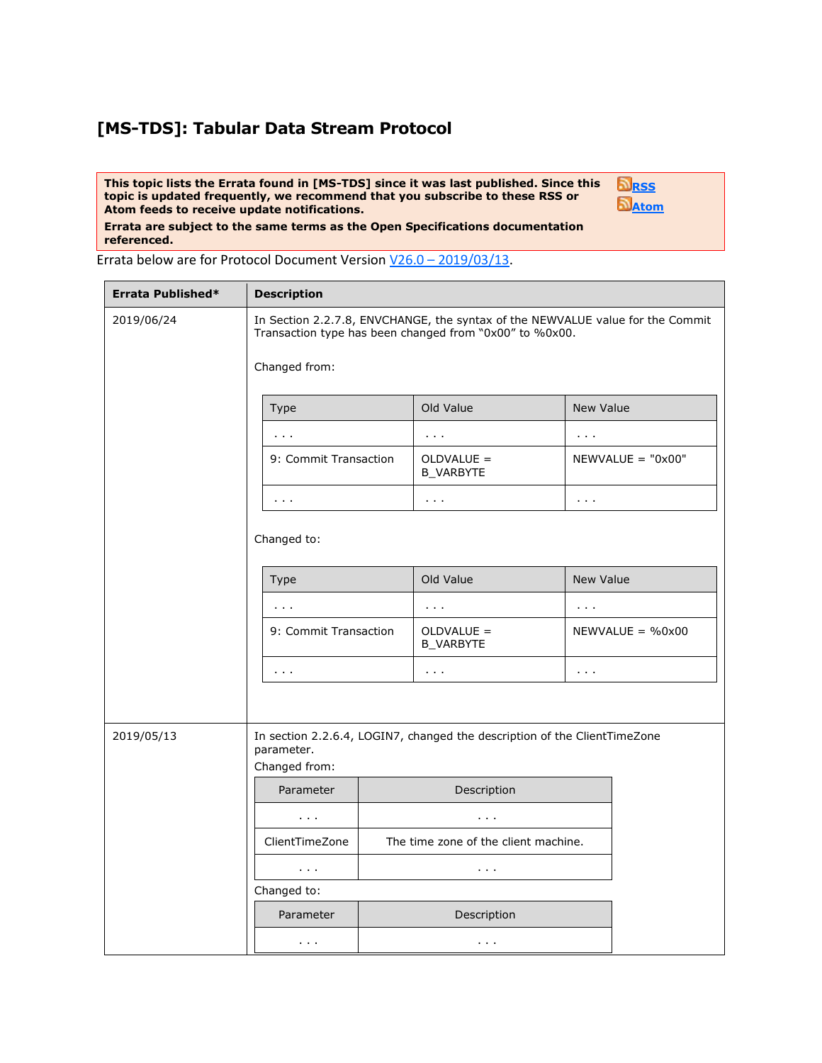# [MS-TDS]: Tabular Data Stream Protocol

**This topic lists the Errata found in [MS-TDS] since it was last published. Since this topic is updated frequently, we recommend that you subscribe to these RSS or Atom feeds to receive update notifications.**

**Errata are subject to the same terms as the Open Specifications documentation referenced.**

[RSS](#)
[Atom](#)

Errata below are for Protocol Document Version [V26.0 – 2019/03/13](#).

| Errata Published* | Description |
|---|---|
| 2019/06/24 | In Section 2.2.7.8, ENVCHANGE, the syntax of the NEWVALUE value for the Commit Transaction type has been changed from "0x00" to %0x00.<br><br>Changed from:<br><br>Type: . . . / Old Value: . . . / New Value: . . .<br>Type: 9: Commit Transaction / Old Value: OLDVALUE = B_VARBYTE / New Value: NEWVALUE = "0x00"<br>Type: . . . / Old Value: . . . / New Value: . . .<br><br>Changed to:<br><br>Type: . . . / Old Value: . . . / New Value: . . .<br>Type: 9: Commit Transaction / Old Value: OLDVALUE = B_VARBYTE / New Value: NEWVALUE = %0x00<br>Type: . . . / Old Value: . . . / New Value: . . . |
| 2019/05/13 | In section 2.2.6.4, LOGIN7, changed the description of the ClientTimeZone parameter.<br>Changed from:<br><br>Parameter: . . . / Description: . . .<br>Parameter: ClientTimeZone / Description: The time zone of the client machine.<br>Parameter: . . . / Description: . . .<br><br>Changed to:<br><br>Parameter: . . . / Description: . . . |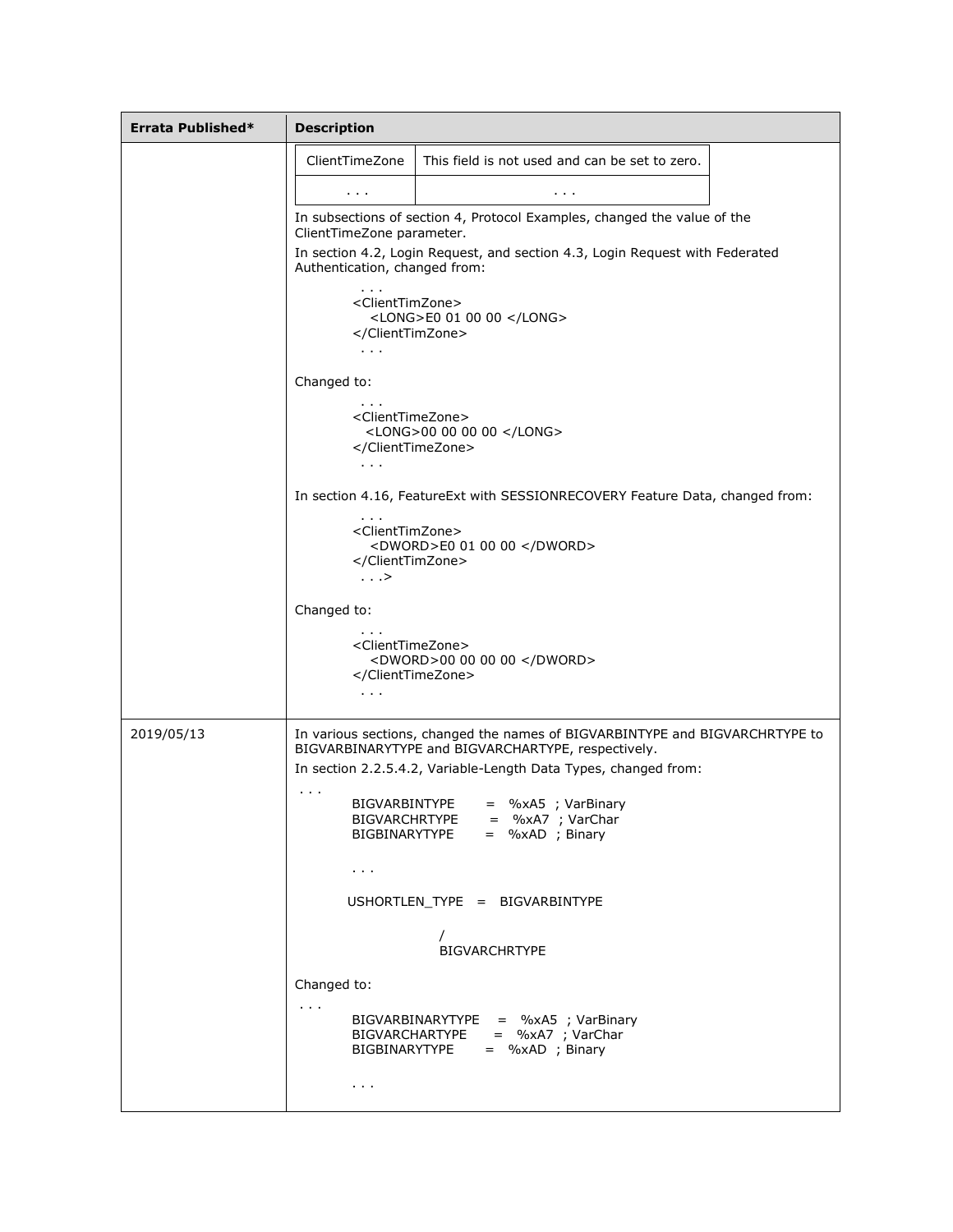| Errata Published* | Description |
| --- | --- |
|  | \| ClientTimeZone \| This field is not used and can be set to zero. \|<br>\| . . . \| . . . \|<br><br>In subsections of section 4, Protocol Examples, changed the value of the ClientTimeZone parameter.<br><br>In section 4.2, Login Request, and section 4.3, Login Request with Federated Authentication, changed from:<br><br>. . .<br>&lt;ClientTimZone&gt;<br>&lt;LONG&gt;E0 01 00 00 &lt;/LONG&gt;<br>&lt;/ClientTimZone&gt;<br>. . .<br><br>Changed to:<br><br>. . .<br>&lt;ClientTimeZone&gt;<br>&lt;LONG&gt;00 00 00 00 &lt;/LONG&gt;<br>&lt;/ClientTimeZone&gt;<br>. . .<br><br>In section 4.16, FeatureExt with SESSIONRECOVERY Feature Data, changed from:<br><br>. . .<br>&lt;ClientTimZone&gt;<br>&lt;DWORD&gt;E0 01 00 00 &lt;/DWORD&gt;<br>&lt;/ClientTimZone&gt;<br>. . .&gt;<br><br>Changed to:<br><br>. . .<br>&lt;ClientTimeZone&gt;<br>&lt;DWORD&gt;00 00 00 00 &lt;/DWORD&gt;<br>&lt;/ClientTimeZone&gt;<br>. . . |
| 2019/05/13 | In various sections, changed the names of BIGVARBINTYPE and BIGVARCHRTYPE to BIGVARBINARYTYPE and BIGVARCHARTYPE, respectively.<br><br>In section 2.2.5.4.2, Variable-Length Data Types, changed from:<br><br>. . .<br>BIGVARBINTYPE = %xA5 ; VarBinary<br>BIGVARCHRTYPE = %xA7 ; VarChar<br>BIGBINARYTYPE = %xAD ; Binary<br><br>. . .<br><br>USHORTLEN_TYPE = BIGVARBINTYPE<br><br>/<br>BIGVARCHRTYPE<br><br>Changed to:<br><br>. . .<br>BIGVARBINARYTYPE = %xA5 ; VarBinary<br>BIGVARCHARTYPE = %xA7 ; VarChar<br>BIGBINARYTYPE = %xAD ; Binary<br><br>. . . |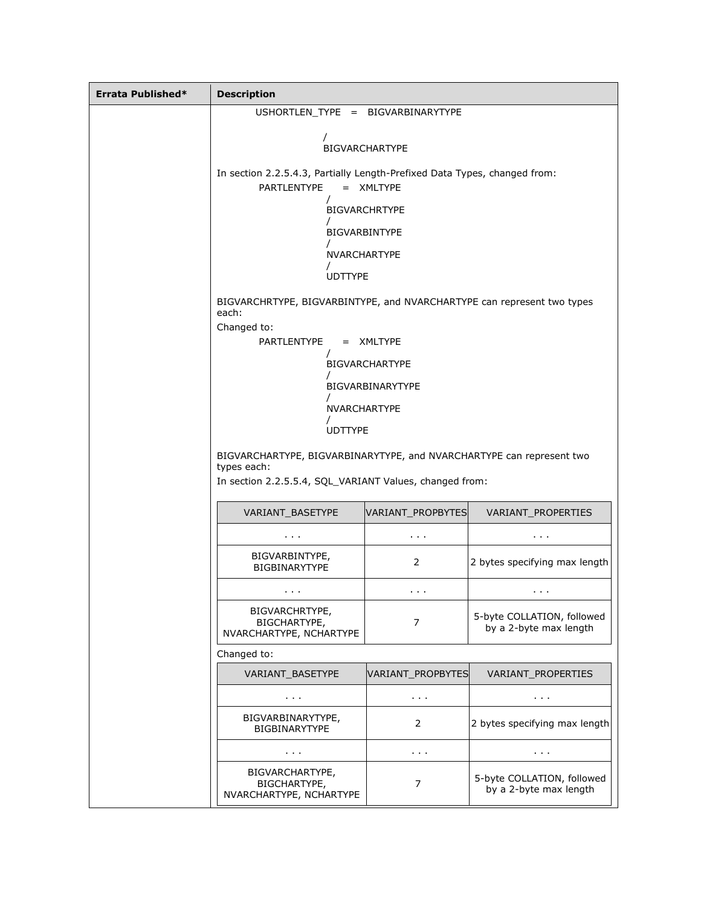| Errata Published* | Description |
| --- | --- |
| | USHORTLEN_TYPE = BIGVARBINARYTYPE<br>/<br>BIGVARCHARTYPE<br><br>In section 2.2.5.4.3, Partially Length-Prefixed Data Types, changed from:<br>PARTLENTYPE = XMLTYPE<br>/<br>BIGVARCHRTYPE<br>/<br>BIGVARBINTYPE<br>/<br>NVARCHARTYPE<br>/<br>UDTTYPE<br><br>BIGVARCHRTYPE, BIGVARBINTYPE, and NVARCHARTYPE can represent two types each:<br>Changed to:<br>PARTLENTYPE = XMLTYPE<br>/<br>BIGVARCHARTYPE<br>/<br>BIGVARBINARYTYPE<br>/<br>NVARCHARTYPE<br>/<br>UDTTYPE<br><br>BIGVARCHARTYPE, BIGVARBINARYTYPE, and NVARCHARTYPE can represent two types each:<br>In section 2.2.5.5.4, SQL_VARIANT Values, changed from: |

| VARIANT_BASETYPE | VARIANT_PROPBYTES | VARIANT_PROPERTIES |
| --- | --- | --- |
| . . . | . . . | . . . |
| BIGVARBINTYPE, BIGBINARYTYPE | 2 | 2 bytes specifying max length |
| . . . | . . . | . . . |
| BIGVARCHRTYPE, BIGCHARTYPE, NVARCHARTYPE, NCHARTYPE | 7 | 5-byte COLLATION, followed by a 2-byte max length |

Changed to:

| VARIANT_BASETYPE | VARIANT_PROPBYTES | VARIANT_PROPERTIES |
| --- | --- | --- |
| . . . | . . . | . . . |
| BIGVARBINARYTYPE, BIGBINARYTYPE | 2 | 2 bytes specifying max length |
| . . . | . . . | . . . |
| BIGVARCHARTYPE, BIGCHARTYPE, NVARCHARTYPE, NCHARTYPE | 7 | 5-byte COLLATION, followed by a 2-byte max length |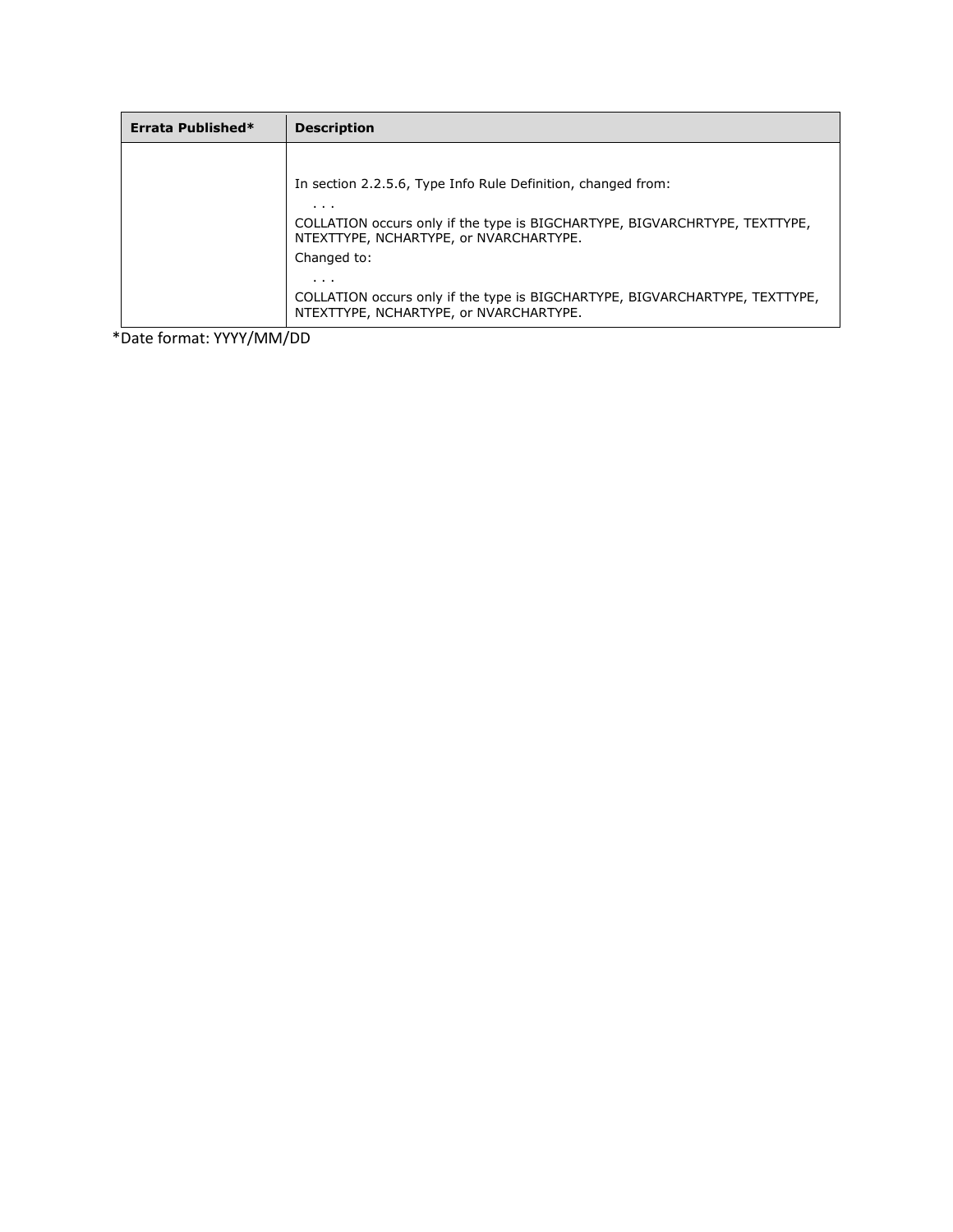| Errata Published* | Description |
|---|---|
| | In section 2.2.5.6, Type Info Rule Definition, changed from:<br>. . .<br>COLLATION occurs only if the type is BIGCHARTYPE, BIGVARCHRTYPE, TEXTTYPE, NTEXTTYPE, NCHARTYPE, or NVARCHARTYPE.<br>Changed to:<br>. . .<br>COLLATION occurs only if the type is BIGCHARTYPE, BIGVARCHARTYPE, TEXTTYPE, NTEXTTYPE, NCHARTYPE, or NVARCHARTYPE. |

*Date format: YYYY/MM/DD